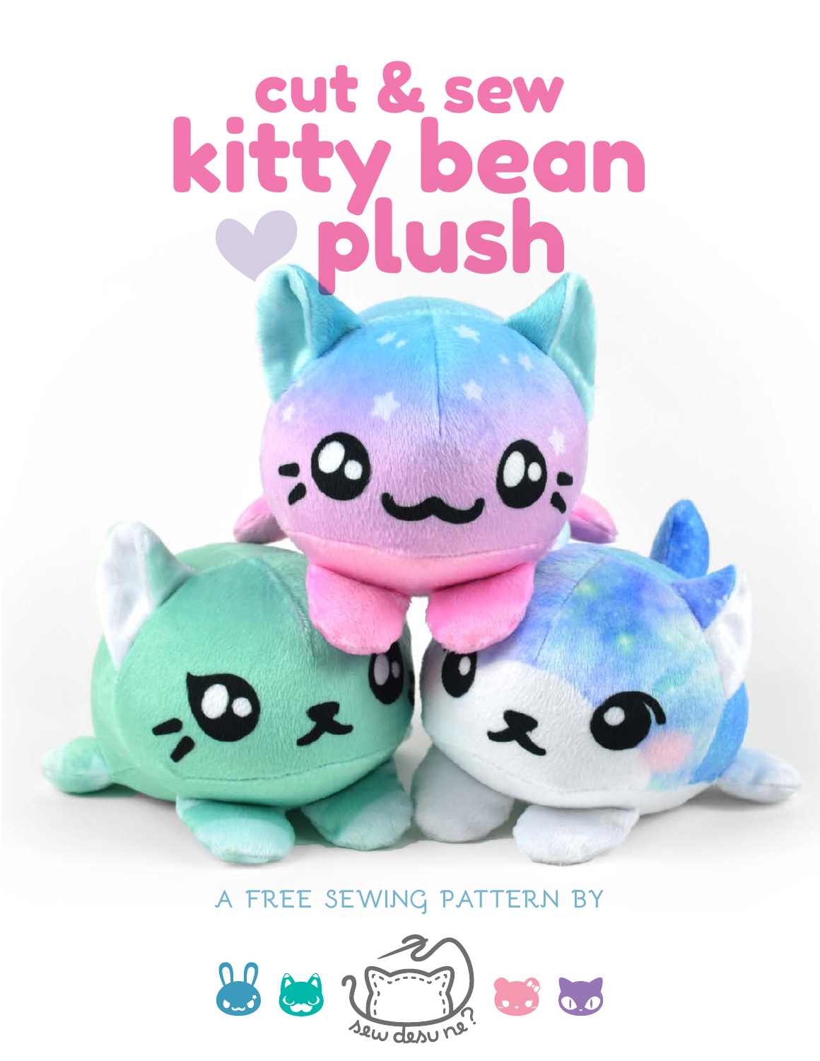# cut & sew kitty bean plush

A FREE SEWING PATTERN BY

sew desu ne?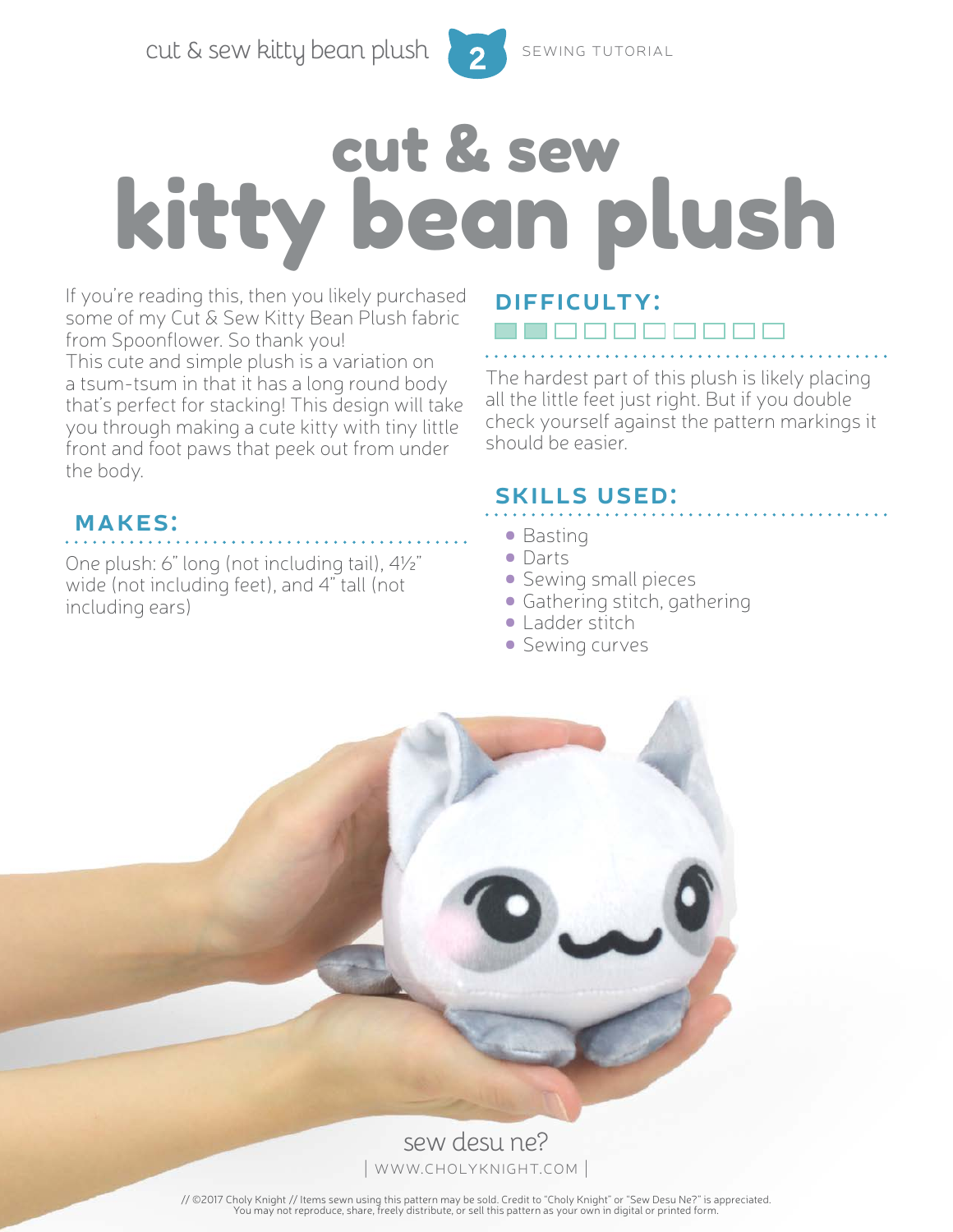# cut & sew kitty bean plush

If you're reading this, then you likely purchased some of my Cut & Sew Kitty Bean Plush fabric from Spoonflower. So thank you!
This cute and simple plush is a variation on a tsum-tsum in that it has a long round body that's perfect for stacking! This design will take you through making a cute kitty with tiny little front and foot paws that peek out from under the body.

## MAKES:

One plush: 6" long (not including tail), 4½" wide (not including feet), and 4" tall (not including ears)

## DIFFICULTY:

The hardest part of this plush is likely placing all the little feet just right. But if you double check yourself against the pattern markings it should be easier.

## SKILLS USED:

- Basting
- Darts
- Sewing small pieces
- Gathering stitch, gathering
- Ladder stitch
- Sewing curves

sew desu ne?
| WWW.CHOLYKNIGHT.COM |

// ©2017 Choly Knight // Items sewn using this pattern may be sold. Credit to "Choly Knight" or "Sew Desu Ne?" is appreciated. You may not reproduce, share, freely distribute, or sell this pattern as your own in digital or printed form.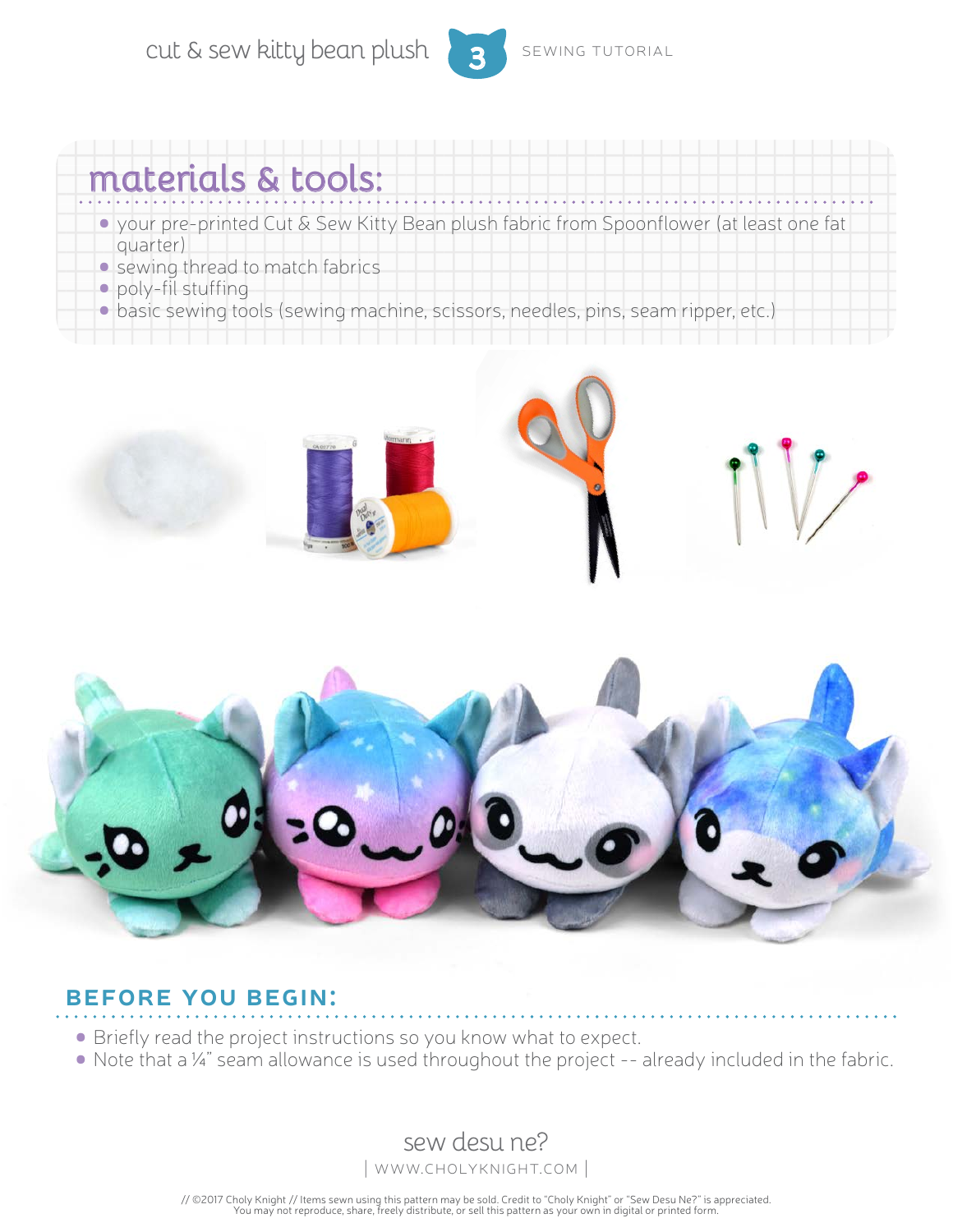## materials & tools:

- your pre-printed Cut & Sew Kitty Bean plush fabric from Spoonflower (at least one fat quarter)
- sewing thread to match fabrics
- poly-fil stuffing
- basic sewing tools (sewing machine, scissors, needles, pins, seam ripper, etc.)

## BEFORE YOU BEGIN:

- Briefly read the project instructions so you know what to expect.
- Note that a ¼" seam allowance is used throughout the project -- already included in the fabric.

sew desu ne?

| WWW.CHOLYKNIGHT.COM |

// ©2017 Choly Knight // Items sewn using this pattern may be sold. Credit to "Choly Knight" or "Sew Desu Ne?" is appreciated. You may not reproduce, share, freely distribute, or sell this pattern as your own in digital or printed form.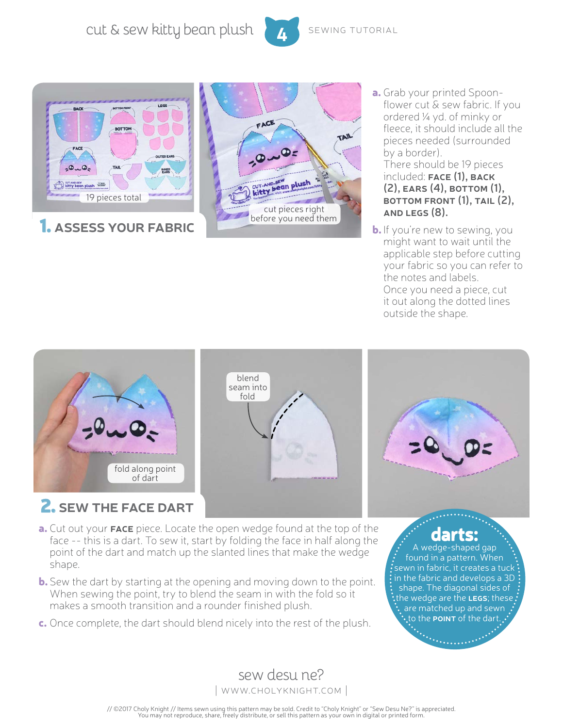## 1. ASSESS YOUR FABRIC

19 pieces total

cut pieces right before you need them

**a.** Grab your printed Spoonflower cut & sew fabric. If you ordered ¼ yd. of minky or fleece, it should include all the pieces needed (surrounded by a border).
There should be 19 pieces included: **FACE (1), BACK (2), EARS (4), BOTTOM (1), BOTTOM FRONT (1), TAIL (2), AND LEGS (8).**

**b.** If you're new to sewing, you might want to wait until the applicable step before cutting your fabric so you can refer to the notes and labels.
Once you need a piece, cut it out along the dotted lines outside the shape.

## 2. SEW THE FACE DART

fold along point of dart

blend seam into fold

**a.** Cut out your **FACE** piece. Locate the open wedge found at the top of the face -- this is a dart. To sew it, start by folding the face in half along the point of the dart and match up the slanted lines that make the wedge shape.

**b.** Sew the dart by starting at the opening and moving down to the point. When sewing the point, try to blend the seam in with the fold so it makes a smooth transition and a rounder finished plush.

**c.** Once complete, the dart should blend nicely into the rest of the plush.

**darts:**
A wedge-shaped gap found in a pattern. When sewn in fabric, it creates a tuck in the fabric and develops a 3D shape. The diagonal sides of the wedge are the **LEGS**; these are matched up and sewn to the **POINT** of the dart.

sew desu ne?
| WWW.CHOLYKNIGHT.COM |

// ©2017 Choly Knight // Items sewn using this pattern may be sold. Credit to "Choly Knight" or "Sew Desu Ne?" is appreciated.
You may not reproduce, share, freely distribute, or sell this pattern as your own in digital or printed form.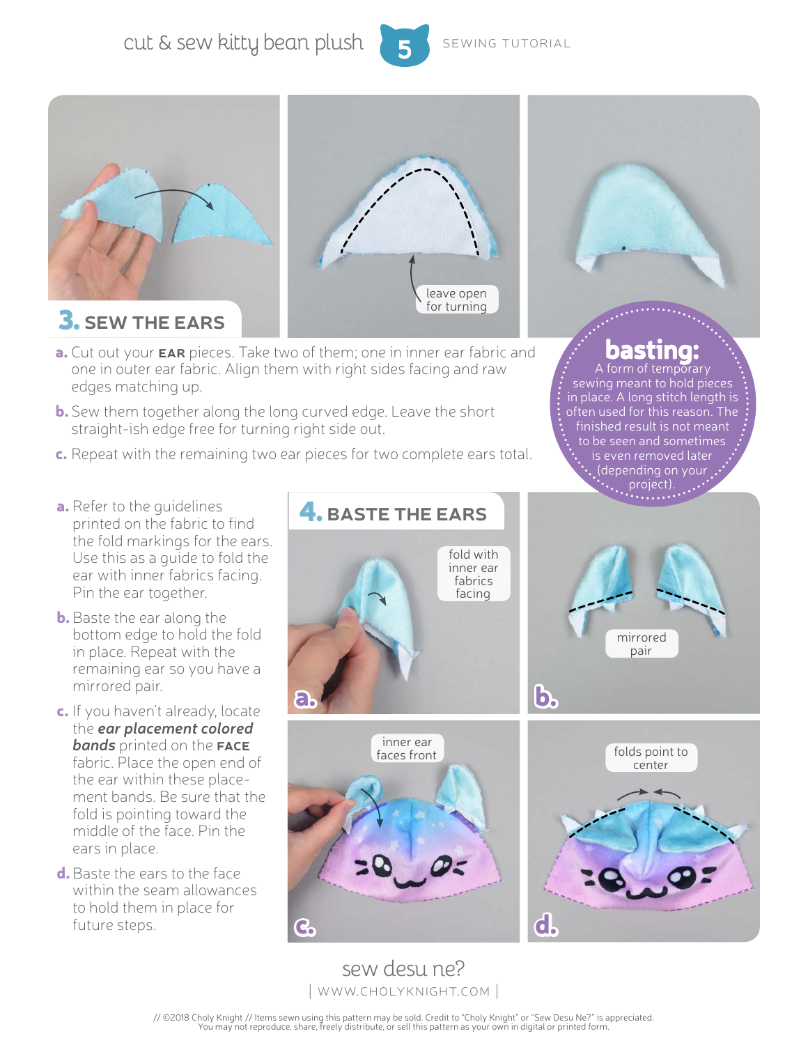## 3. SEW THE EARS

leave open for turning

a. Cut out your **EAR** pieces. Take two of them; one in inner ear fabric and one in outer ear fabric. Align them with right sides facing and raw edges matching up.

b. Sew them together along the long curved edge. Leave the short straight-ish edge free for turning right side out.

c. Repeat with the remaining two ear pieces for two complete ears total.

**basting:** A form of temporary sewing meant to hold pieces in place. A long stitch length is often used for this reason. The finished result is not meant to be seen and sometimes is even removed later (depending on your project).

## 4. BASTE THE EARS

a. Refer to the guidelines printed on the fabric to find the fold markings for the ears. Use this as a guide to fold the ear with inner fabrics facing. Pin the ear together.

b. Baste the ear along the bottom edge to hold the fold in place. Repeat with the remaining ear so you have a mirrored pair.

c. If you haven't already, locate the ***ear placement colored bands*** printed on the **FACE** fabric. Place the open end of the ear within these placement bands. Be sure that the fold is pointing toward the middle of the face. Pin the ears in place.

d. Baste the ears to the face within the seam allowances to hold them in place for future steps.

a. fold with inner ear fabrics facing

b. mirrored pair

c. inner ear faces front

d. folds point to center

sew desu ne?

WWW.CHOLYKNIGHT.COM

// ©2018 Choly Knight // Items sewn using this pattern may be sold. Credit to "Choly Knight" or "Sew Desu Ne?" is appreciated. You may not reproduce, share, freely distribute, or sell this pattern as your own in digital or printed form.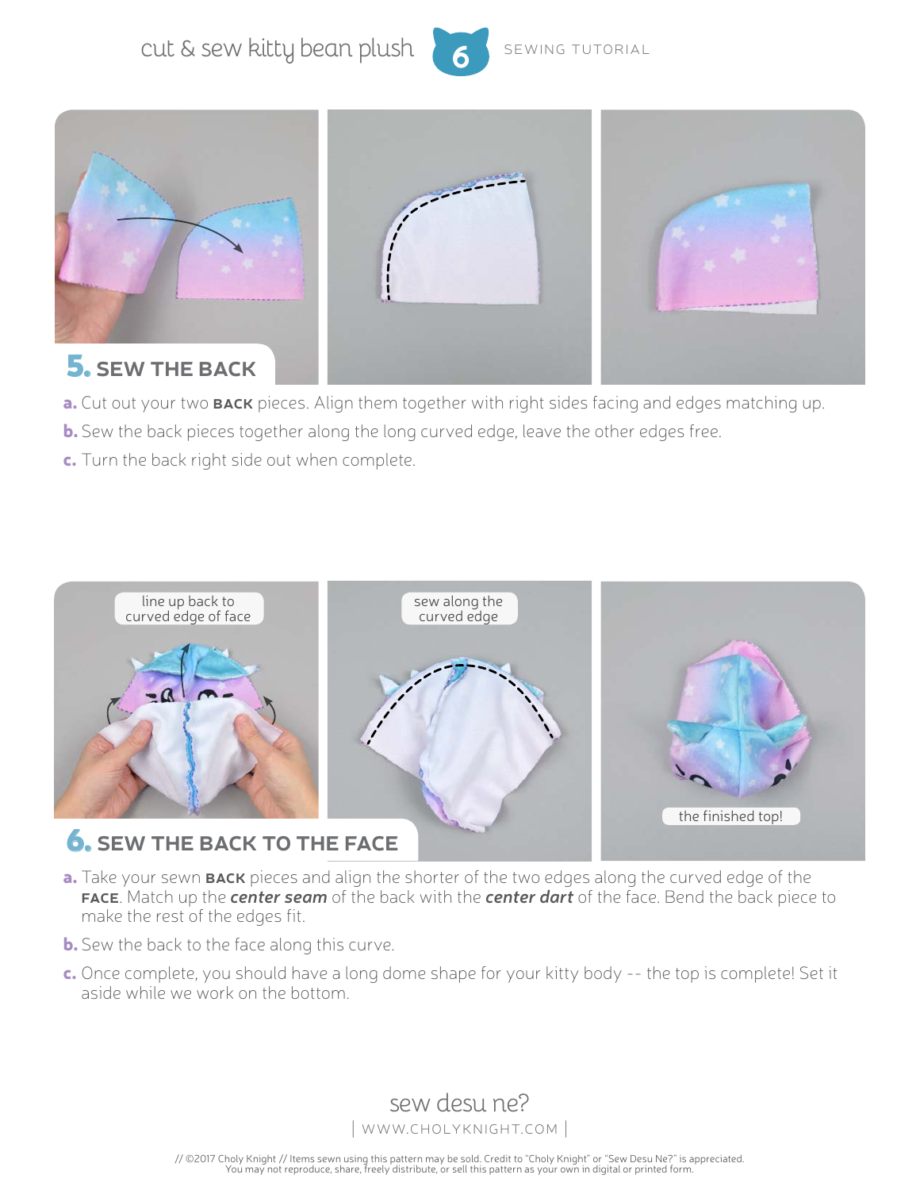## 5. SEW THE BACK

**a.** Cut out your two **BACK** pieces. Align them together with right sides facing and edges matching up.

**b.** Sew the back pieces together along the long curved edge, leave the other edges free.

**c.** Turn the back right side out when complete.

line up back to curved edge of face

sew along the curved edge

the finished top!

## 6. SEW THE BACK TO THE FACE

**a.** Take your sewn **BACK** pieces and align the shorter of the two edges along the curved edge of the **FACE**. Match up the ***center seam*** of the back with the ***center dart*** of the face. Bend the back piece to make the rest of the edges fit.

**b.** Sew the back to the face along this curve.

**c.** Once complete, you should have a long dome shape for your kitty body -- the top is complete! Set it aside while we work on the bottom.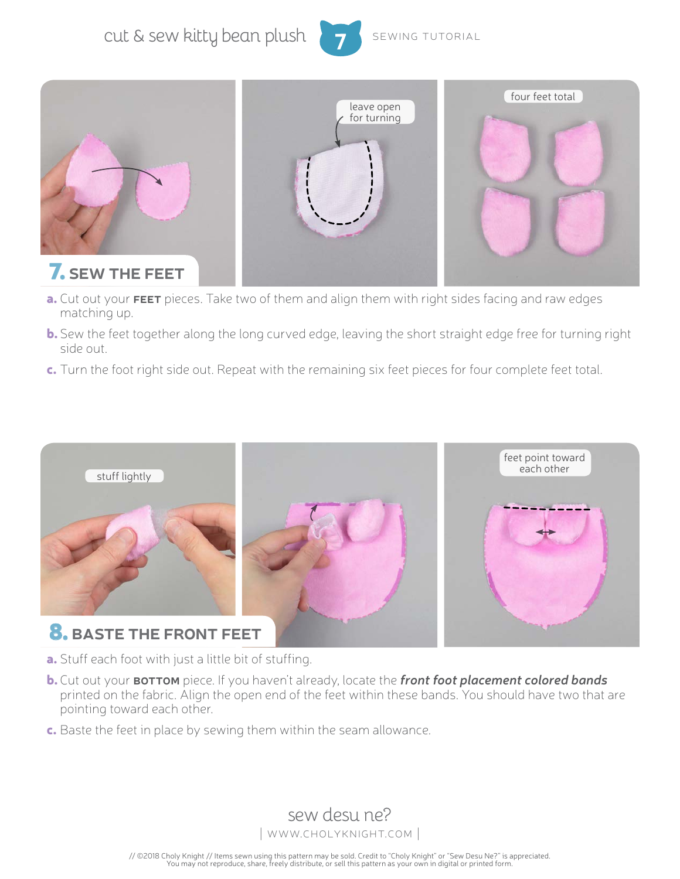## 7. SEW THE FEET

leave open for turning

four feet total

**a.** Cut out your **FEET** pieces. Take two of them and align them with right sides facing and raw edges matching up.

**b.** Sew the feet together along the long curved edge, leaving the short straight edge free for turning right side out.

**c.** Turn the foot right side out. Repeat with the remaining six feet pieces for four complete feet total.

## 8. BASTE THE FRONT FEET

stuff lightly

feet point toward each other

**a.** Stuff each foot with just a little bit of stuffing.

**b.** Cut out your **BOTTOM** piece. If you haven't already, locate the ***front foot placement colored bands*** printed on the fabric. Align the open end of the feet within these bands. You should have two that are pointing toward each other.

**c.** Baste the feet in place by sewing them within the seam allowance.

sew desu ne?

| WWW.CHOLYKNIGHT.COM |

// ©2018 Choly Knight // Items sewn using this pattern may be sold. Credit to "Choly Knight" or "Sew Desu Ne?" is appreciated. You may not reproduce, share, freely distribute, or sell this pattern as your own in digital or printed form.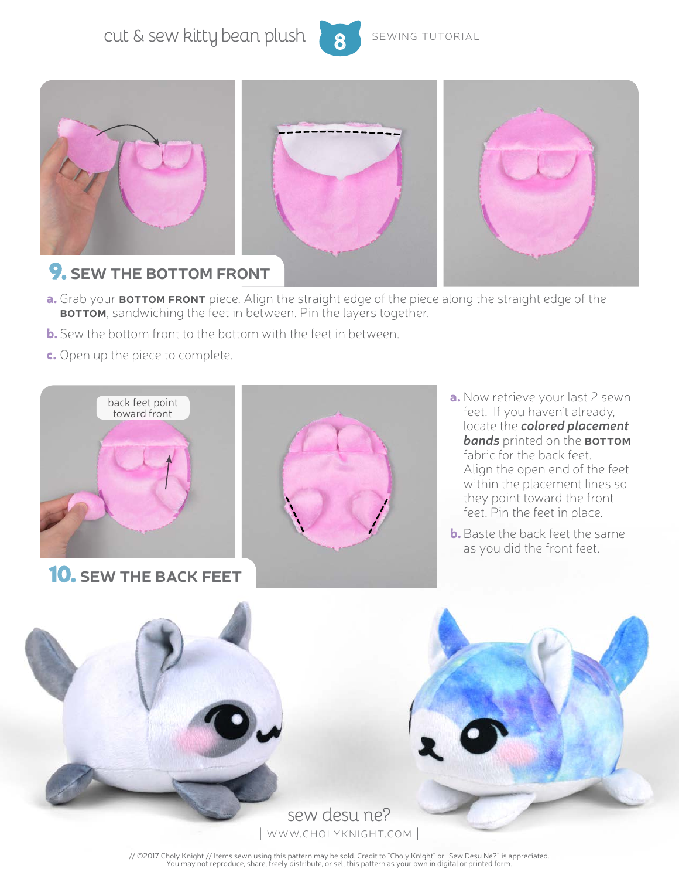## 9. SEW THE BOTTOM FRONT

**a.** Grab your **BOTTOM FRONT** piece. Align the straight edge of the piece along the straight edge of the **BOTTOM**, sandwiching the feet in between. Pin the layers together.

**b.** Sew the bottom front to the bottom with the feet in between.

**c.** Open up the piece to complete.

## 10. SEW THE BACK FEET

back feet point toward front

**a.** Now retrieve your last 2 sewn feet. If you haven't already, locate the ***colored placement bands*** printed on the **BOTTOM** fabric for the back feet. Align the open end of the feet within the placement lines so they point toward the front feet. Pin the feet in place.

**b.** Baste the back feet the same as you did the front feet.

sew desu ne?

| WWW.CHOLYKNIGHT.COM |

// ©2017 Choly Knight // Items sewn using this pattern may be sold. Credit to "Choly Knight" or "Sew Desu Ne?" is appreciated. You may not reproduce, share, freely distribute, or sell this pattern as your own in digital or printed form.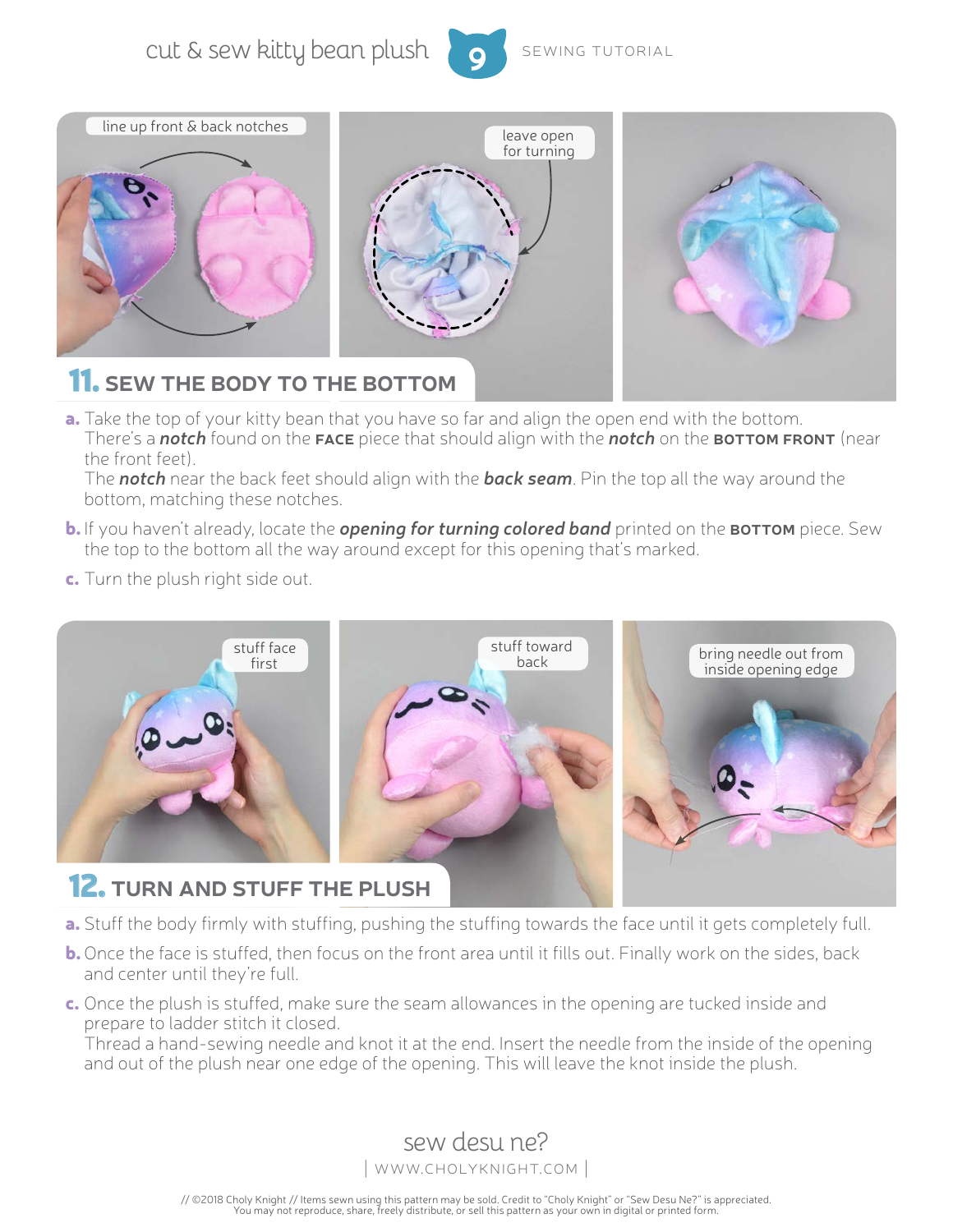line up front & back notches

leave open for turning

## 11. SEW THE BODY TO THE BOTTOM

**a.** Take the top of your kitty bean that you have so far and align the open end with the bottom. There's a ***notch*** found on the **FACE** piece that should align with the ***notch*** on the **BOTTOM FRONT** (near the front feet).
The ***notch*** near the back feet should align with the ***back seam***. Pin the top all the way around the bottom, matching these notches.

**b.** If you haven't already, locate the ***opening for turning colored band*** printed on the **BOTTOM** piece. Sew the top to the bottom all the way around except for this opening that's marked.

**c.** Turn the plush right side out.

stuff face first

stuff toward back

bring needle out from inside opening edge

## 12. TURN AND STUFF THE PLUSH

**a.** Stuff the body firmly with stuffing, pushing the stuffing towards the face until it gets completely full.

**b.** Once the face is stuffed, then focus on the front area until it fills out. Finally work on the sides, back and center until they're full.

**c.** Once the plush is stuffed, make sure the seam allowances in the opening are tucked inside and prepare to ladder stitch it closed.
Thread a hand-sewing needle and knot it at the end. Insert the needle from the inside of the opening and out of the plush near one edge of the opening. This will leave the knot inside the plush.

sew desu ne?

| WWW.CHOLYKNIGHT.COM |

// ©2018 Choly Knight // Items sewn using this pattern may be sold. Credit to "Choly Knight" or "Sew Desu Ne?" is appreciated. You may not reproduce, share, freely distribute, or sell this pattern as your own in digital or printed form.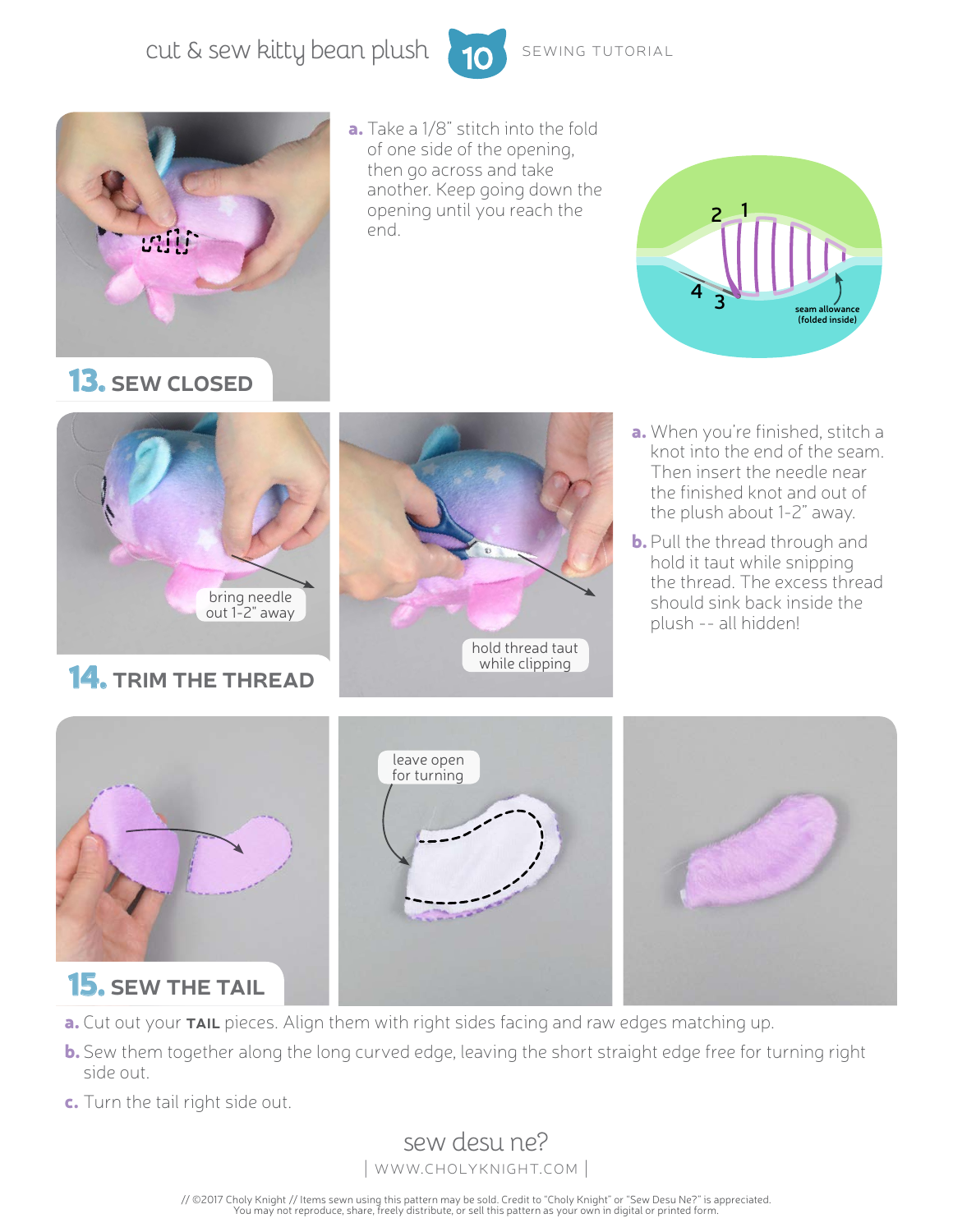## 13. SEW CLOSED

**a.** Take a 1/8" stitch into the fold of one side of the opening, then go across and take another. Keep going down the opening until you reach the end.

2 1

4 3

seam allowance (folded inside)

## 14. TRIM THE THREAD

bring needle out 1-2" away

hold thread taut while clipping

**a.** When you're finished, stitch a knot into the end of the seam. Then insert the needle near the finished knot and out of the plush about 1-2" away.

**b.** Pull the thread through and hold it taut while snipping the thread. The excess thread should sink back inside the plush -- all hidden!

## 15. SEW THE TAIL

leave open for turning

**a.** Cut out your **TAIL** pieces. Align them with right sides facing and raw edges matching up.

**b.** Sew them together along the long curved edge, leaving the short straight edge free for turning right side out.

**c.** Turn the tail right side out.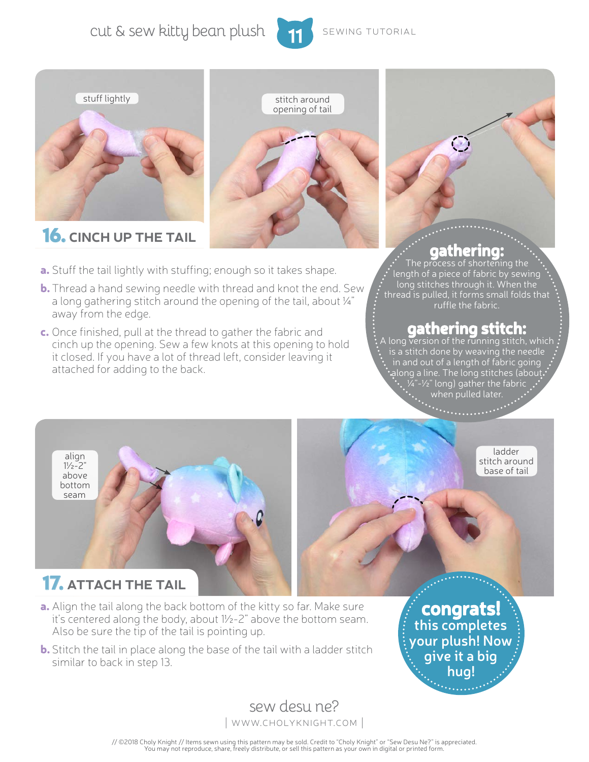## 16. CINCH UP THE TAIL

stuff lightly

stitch around opening of tail

**a.** Stuff the tail lightly with stuffing; enough so it takes shape.

**b.** Thread a hand sewing needle with thread and knot the end. Sew a long gathering stitch around the opening of the tail, about ¼" away from the edge.

**c.** Once finished, pull at the thread to gather the fabric and cinch up the opening. Sew a few knots at this opening to hold it closed. If you have a lot of thread left, consider leaving it attached for adding to the back.

**gathering:** The process of shortening the length of a piece of fabric by sewing long stitches through it. When the thread is pulled, it forms small folds that ruffle the fabric.

**gathering stitch:** A long version of the running stitch, which is a stitch done by weaving the needle in and out of a length of fabric going along a line. The long stitches (about ¼"-½" long) gather the fabric when pulled later.

## 17. ATTACH THE TAIL

align 1½-2" above bottom seam

ladder stitch around base of tail

**a.** Align the tail along the back bottom of the kitty so far. Make sure it's centered along the body, about 1½-2" above the bottom seam. Also be sure the tip of the tail is pointing up.

**b.** Stitch the tail in place along the base of the tail with a ladder stitch similar to back in step 13.

**congrats!** this completes your plush! Now give it a big hug!

sew desu ne?

| WWW.CHOLYKNIGHT.COM |

// ©2018 Choly Knight // Items sewn using this pattern may be sold. Credit to "Choly Knight" or "Sew Desu Ne?" is appreciated. You may not reproduce, share, freely distribute, or sell this pattern as your own in digital or printed form.